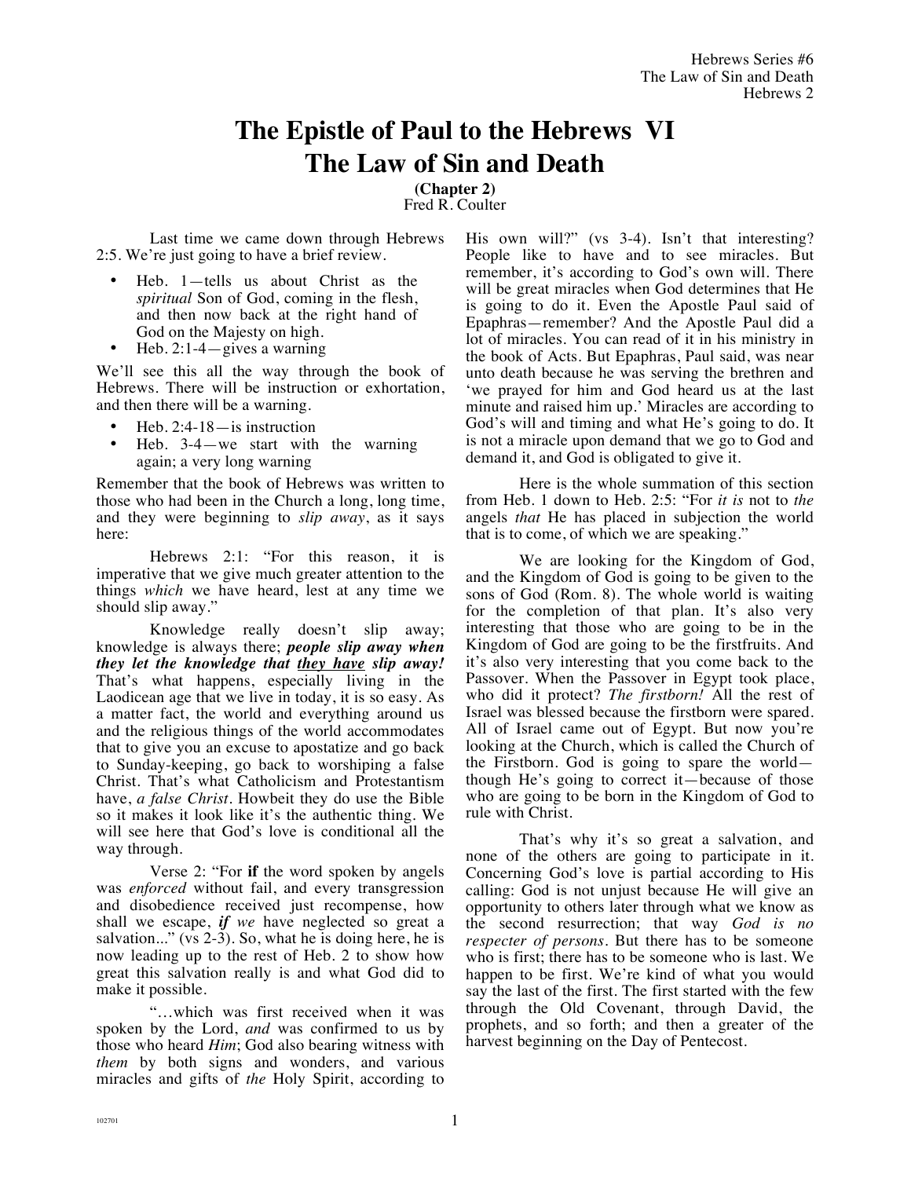# The Epistle of Paul to the Hebrews VI
# The Law of Sin and Death

**(Chapter 2)**
Fred R. Coulter

Last time we came down through Hebrews 2:5. We're just going to have a brief review.

- Heb. 1—tells us about Christ as the *spiritual* Son of God, coming in the flesh, and then now back at the right hand of God on the Majesty on high.
- Heb. 2:1-4—gives a warning

We'll see this all the way through the book of Hebrews. There will be instruction or exhortation, and then there will be a warning.

- Heb. 2:4-18—is instruction
- Heb. 3-4—we start with the warning again; a very long warning

Remember that the book of Hebrews was written to those who had been in the Church a long, long time, and they were beginning to *slip away*, as it says here:

Hebrews 2:1: "For this reason, it is imperative that we give much greater attention to the things *which* we have heard, lest at any time we should slip away."

Knowledge really doesn't slip away; knowledge is always there; ***people slip away when they let the knowledge that <u>they have</u> slip away!*** That's what happens, especially living in the Laodicean age that we live in today, it is so easy. As a matter fact, the world and everything around us and the religious things of the world accommodates that to give you an excuse to apostatize and go back to Sunday-keeping, go back to worshiping a false Christ. That's what Catholicism and Protestantism have, *a false Christ*. Howbeit they do use the Bible so it makes it look like it's the authentic thing. We will see here that God's love is conditional all the way through.

Verse 2: "For **if** the word spoken by angels was *enforced* without fail, and every transgression and disobedience received just recompense, how shall we escape, ***if** we* have neglected so great a salvation..." (vs 2-3). So, what he is doing here, he is now leading up to the rest of Heb. 2 to show how great this salvation really is and what God did to make it possible.

"…which was first received when it was spoken by the Lord, *and* was confirmed to us by those who heard *Him*; God also bearing witness with *them* by both signs and wonders, and various miracles and gifts of *the* Holy Spirit, according to His own will?" (vs 3-4). Isn't that interesting? People like to have and to see miracles. But remember, it's according to God's own will. There will be great miracles when God determines that He is going to do it. Even the Apostle Paul said of Epaphras—remember? And the Apostle Paul did a lot of miracles. You can read of it in his ministry in the book of Acts. But Epaphras, Paul said, was near unto death because he was serving the brethren and 'we prayed for him and God heard us at the last minute and raised him up.' Miracles are according to God's will and timing and what He's going to do. It is not a miracle upon demand that we go to God and demand it, and God is obligated to give it.

Here is the whole summation of this section from Heb. 1 down to Heb. 2:5: "For *it is* not to *the* angels *that* He has placed in subjection the world that is to come, of which we are speaking."

We are looking for the Kingdom of God, and the Kingdom of God is going to be given to the sons of God (Rom. 8). The whole world is waiting for the completion of that plan. It's also very interesting that those who are going to be in the Kingdom of God are going to be the firstfruits. And it's also very interesting that you come back to the Passover. When the Passover in Egypt took place, who did it protect? *The firstborn!* All the rest of Israel was blessed because the firstborn were spared. All of Israel came out of Egypt. But now you're looking at the Church, which is called the Church of the Firstborn. God is going to spare the world—though He's going to correct it—because of those who are going to be born in the Kingdom of God to rule with Christ.

That's why it's so great a salvation, and none of the others are going to participate in it. Concerning God's love is partial according to His calling: God is not unjust because He will give an opportunity to others later through what we know as the second resurrection; that way *God is no respecter of persons*. But there has to be someone who is first; there has to be someone who is last. We happen to be first. We're kind of what you would say the last of the first. The first started with the few through the Old Covenant, through David, the prophets, and so forth; and then a greater of the harvest beginning on the Day of Pentecost.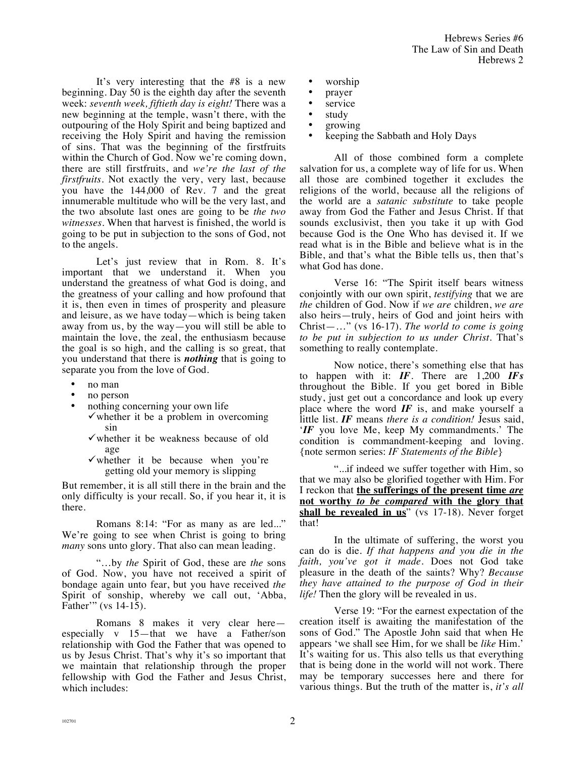It's very interesting that the #8 is a new beginning. Day 50 is the eighth day after the seventh week: *seventh week, fiftieth day is eight!* There was a new beginning at the temple, wasn't there, with the outpouring of the Holy Spirit and being baptized and receiving the Holy Spirit and having the remission of sins. That was the beginning of the firstfruits within the Church of God. Now we're coming down, there are still firstfruits, and *we're the last of the firstfruits*. Not exactly the very, very last, because you have the 144,000 of Rev. 7 and the great innumerable multitude who will be the very last, and the two absolute last ones are going to be *the two witnesses*. When that harvest is finished, the world is going to be put in subjection to the sons of God, not to the angels.

Let's just review that in Rom. 8. It's important that we understand it. When you understand the greatness of what God is doing, and the greatness of your calling and how profound that it is, then even in times of prosperity and pleasure and leisure, as we have today—which is being taken away from us, by the way—you will still be able to maintain the love, the zeal, the enthusiasm because the goal is so high, and the calling is so great, that you understand that there is ***nothing*** that is going to separate you from the love of God.

- no man
- no person
- nothing concerning your own life
  - ✓whether it be a problem in overcoming sin
  - ✓whether it be weakness because of old age
  - ✓whether it be because when you're getting old your memory is slipping

But remember, it is all still there in the brain and the only difficulty is your recall. So, if you hear it, it is there.

Romans 8:14: "For as many as are led..." We're going to see when Christ is going to bring *many* sons unto glory. That also can mean leading.

"…by *the* Spirit of God, these are *the* sons of God. Now, you have not received a spirit of bondage again unto fear, but you have received *the* Spirit of sonship, whereby we call out, 'Abba, Father'" (vs 14-15).

Romans 8 makes it very clear here—especially v 15—that we have a Father/son relationship with God the Father that was opened to us by Jesus Christ. That's why it's so important that we maintain that relationship through the proper fellowship with God the Father and Jesus Christ, which includes:

- worship
- prayer
- service
- study
- growing
- keeping the Sabbath and Holy Days

All of those combined form a complete salvation for us, a complete way of life for us. When all those are combined together it excludes the religions of the world, because all the religions of the world are a *satanic substitute* to take people away from God the Father and Jesus Christ. If that sounds exclusivist, then you take it up with God because God is the One Who has devised it. If we read what is in the Bible and believe what is in the Bible, and that's what the Bible tells us, then that's what God has done.

Verse 16: "The Spirit itself bears witness conjointly with our own spirit, *testifying* that we are *the* children of God. Now if *we are* children, *we are* also heirs—truly, heirs of God and joint heirs with Christ—…" (vs 16-17). *The world to come is going to be put in subjection to us under Christ*. That's something to really contemplate.

Now notice, there's something else that has to happen with it: ***IF***. There are 1,200 ***IFs*** throughout the Bible. If you get bored in Bible study, just get out a concordance and look up every place where the word ***IF*** is, and make yourself a little list. ***IF*** means *there is a condition!* Jesus said, '***IF*** you love Me, keep My commandments.' The condition is commandment-keeping and loving. {note sermon series: *IF Statements of the Bible*}

"...if indeed we suffer together with Him, so that we may also be glorified together with Him. For I reckon that **the sufferings of the present time *are* not worthy *to be compared* with the glory that shall be revealed in us**" (vs 17-18). Never forget that!

In the ultimate of suffering, the worst you can do is die. *If that happens and you die in the faith, you've got it made*. Does not God take pleasure in the death of the saints? Why? *Because they have attained to the purpose of God in their life!* Then the glory will be revealed in us.

Verse 19: "For the earnest expectation of the creation itself is awaiting the manifestation of the sons of God." The Apostle John said that when He appears 'we shall see Him, for we shall be *like* Him.' It's waiting for us. This also tells us that everything that is being done in the world will not work. There may be temporary successes here and there for various things. But the truth of the matter is, *it's all*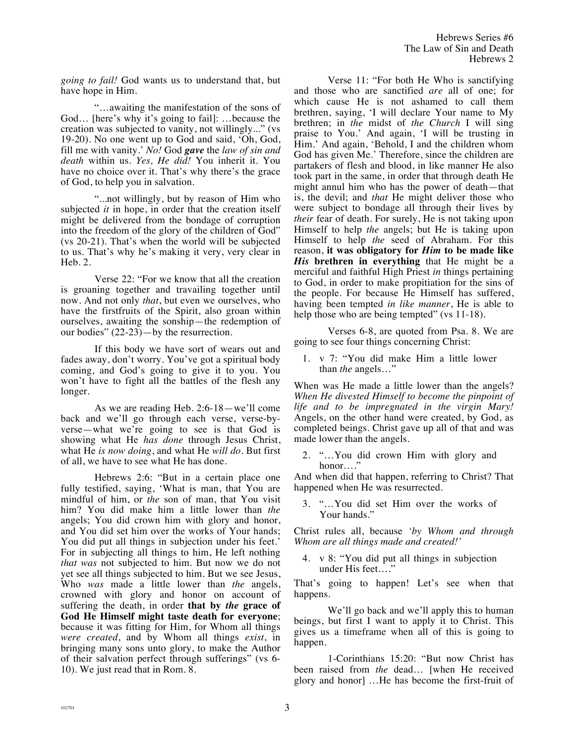*going to fail!* God wants us to understand that, but have hope in Him.

"…awaiting the manifestation of the sons of God… [here's why it's going to fail]: …because the creation was subjected to vanity, not willingly..." (vs 19-20). No one went up to God and said, 'Oh, God, fill me with vanity.' *No!* God ***gave*** the *law of sin and death* within us. *Yes, He did!* You inherit it. You have no choice over it. That's why there's the grace of God, to help you in salvation.

"...not willingly, but by reason of Him who subjected *it* in hope, in order that the creation itself might be delivered from the bondage of corruption into the freedom of the glory of the children of God" (vs 20-21). That's when the world will be subjected to us. That's why he's making it very, very clear in Heb. 2.

Verse 22: "For we know that all the creation is groaning together and travailing together until now. And not only *that*, but even we ourselves, who have the firstfruits of the Spirit, also groan within ourselves, awaiting the sonship—the redemption of our bodies" (22-23)—by the resurrection.

If this body we have sort of wears out and fades away, don't worry. You've got a spiritual body coming, and God's going to give it to you. You won't have to fight all the battles of the flesh any longer.

As we are reading Heb. 2:6-18—we'll come back and we'll go through each verse, verse-by-verse—what we're going to see is that God is showing what He *has done* through Jesus Christ, what He *is now doing*, and what He *will do*. But first of all, we have to see what He has done.

Hebrews 2:6: "But in a certain place one fully testified, saying, 'What is man, that You are mindful of him, or *the* son of man, that You visit him? You did make him a little lower than *the* angels; You did crown him with glory and honor, and You did set him over the works of Your hands; You did put all things in subjection under his feet.' For in subjecting all things to him, He left nothing *that was* not subjected to him. But now we do not yet see all things subjected to him. But we see Jesus, Who *was* made a little lower than *the* angels, crowned with glory and honor on account of suffering the death, in order **that by *the* grace of God He Himself might taste death for everyone**; because it was fitting for Him, for Whom all things *were created*, and by Whom all things *exist*, in bringing many sons unto glory, to make the Author of their salvation perfect through sufferings" (vs 6-10). We just read that in Rom. 8.

Verse 11: "For both He Who is sanctifying and those who are sanctified *are* all of one; for which cause He is not ashamed to call them brethren, saying, 'I will declare Your name to My brethren; in *the* midst of *the Church* I will sing praise to You.' And again, 'I will be trusting in Him.' And again, 'Behold, I and the children whom God has given Me.' Therefore, since the children are partakers of flesh and blood, in like manner He also took part in the same, in order that through death He might annul him who has the power of death—that is, the devil; and *that* He might deliver those who were subject to bondage all through their lives by *their* fear of death. For surely, He is not taking upon Himself to help *the* angels; but He is taking upon Himself to help *the* seed of Abraham. For this reason, **it was obligatory for *Him* to be made like *His* brethren in everything** that He might be a merciful and faithful High Priest *in* things pertaining to God, in order to make propitiation for the sins of the people. For because He Himself has suffered, having been tempted *in like manner*, He is able to help those who are being tempted" (vs 11-18).

Verses 6-8, are quoted from Psa. 8. We are going to see four things concerning Christ:

1. v 7: "You did make Him a little lower than *the* angels…"

When was He made a little lower than the angels? *When He divested Himself to become the pinpoint of life and to be impregnated in the virgin Mary!* Angels, on the other hand were created, by God, as completed beings. Christ gave up all of that and was made lower than the angels.

2. "…You did crown Him with glory and honor…."

And when did that happen, referring to Christ? That happened when He was resurrected.

3. "…You did set Him over the works of Your hands."

Christ rules all, because *'by Whom and through Whom are all things made and created!'*

4. v 8: "You did put all things in subjection under His feet…."

That's going to happen! Let's see when that happens.

We'll go back and we'll apply this to human beings, but first I want to apply it to Christ. This gives us a timeframe when all of this is going to happen.

1-Corinthians 15:20: "But now Christ has been raised from *the* dead… [when He received glory and honor] …He has become the first-fruit of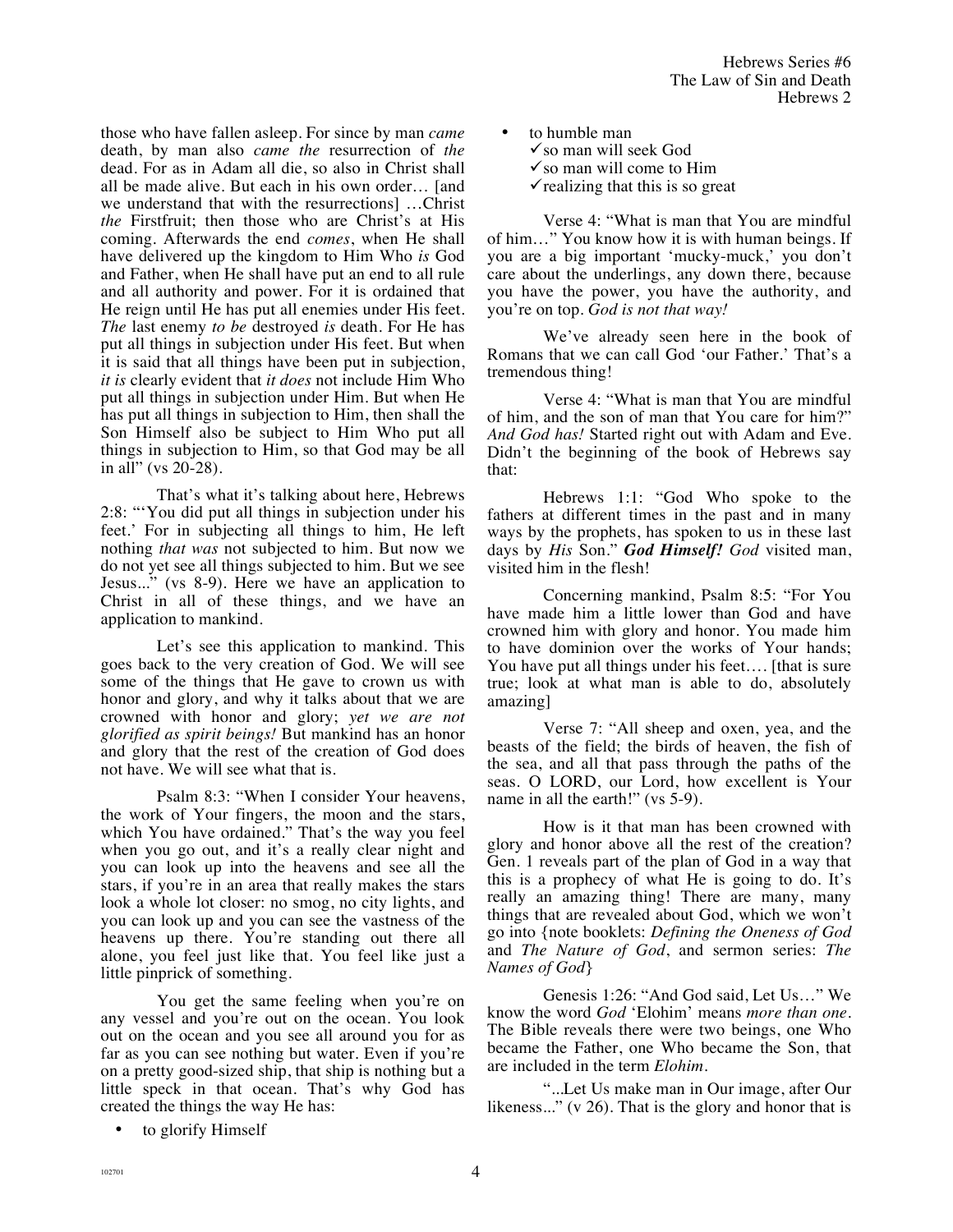those who have fallen asleep. For since by man *came* death, by man also *came the* resurrection of *the* dead. For as in Adam all die, so also in Christ shall all be made alive. But each in his own order… [and we understand that with the resurrections] …Christ *the* Firstfruit; then those who are Christ's at His coming. Afterwards the end *comes*, when He shall have delivered up the kingdom to Him Who *is* God and Father, when He shall have put an end to all rule and all authority and power. For it is ordained that He reign until He has put all enemies under His feet. *The* last enemy *to be* destroyed *is* death. For He has put all things in subjection under His feet. But when it is said that all things have been put in subjection, *it is* clearly evident that *it does* not include Him Who put all things in subjection under Him. But when He has put all things in subjection to Him, then shall the Son Himself also be subject to Him Who put all things in subjection to Him, so that God may be all in all" (vs 20-28).

That's what it's talking about here, Hebrews 2:8: "'You did put all things in subjection under his feet.' For in subjecting all things to him, He left nothing *that was* not subjected to him. But now we do not yet see all things subjected to him. But we see Jesus..." (vs 8-9). Here we have an application to Christ in all of these things, and we have an application to mankind.

Let's see this application to mankind. This goes back to the very creation of God. We will see some of the things that He gave to crown us with honor and glory, and why it talks about that we are crowned with honor and glory; *yet we are not glorified as spirit beings!* But mankind has an honor and glory that the rest of the creation of God does not have. We will see what that is.

Psalm 8:3: "When I consider Your heavens, the work of Your fingers, the moon and the stars, which You have ordained." That's the way you feel when you go out, and it's a really clear night and you can look up into the heavens and see all the stars, if you're in an area that really makes the stars look a whole lot closer: no smog, no city lights, and you can look up and you can see the vastness of the heavens up there. You're standing out there all alone, you feel just like that. You feel like just a little pinprick of something.

You get the same feeling when you're on any vessel and you're out on the ocean. You look out on the ocean and you see all around you for as far as you can see nothing but water. Even if you're on a pretty good-sized ship, that ship is nothing but a little speck in that ocean. That's why God has created the things the way He has:

- to glorify Himself
- to humble man
  - ✓so man will seek God
  - ✓so man will come to Him
  - ✓realizing that this is so great

Verse 4: "What is man that You are mindful of him…" You know how it is with human beings. If you are a big important 'mucky-muck,' you don't care about the underlings, any down there, because you have the power, you have the authority, and you're on top. *God is not that way!*

We've already seen here in the book of Romans that we can call God 'our Father.' That's a tremendous thing!

Verse 4: "What is man that You are mindful of him, and the son of man that You care for him?" *And God has!* Started right out with Adam and Eve. Didn't the beginning of the book of Hebrews say that:

Hebrews 1:1: "God Who spoke to the fathers at different times in the past and in many ways by the prophets, has spoken to us in these last days by *His* Son." ***God Himself!*** *God* visited man, visited him in the flesh!

Concerning mankind, Psalm 8:5: "For You have made him a little lower than God and have crowned him with glory and honor. You made him to have dominion over the works of Your hands; You have put all things under his feet…. [that is sure true; look at what man is able to do, absolutely amazing]

Verse 7: "All sheep and oxen, yea, and the beasts of the field; the birds of heaven, the fish of the sea, and all that pass through the paths of the seas. O LORD, our Lord, how excellent is Your name in all the earth!" (vs 5-9).

How is it that man has been crowned with glory and honor above all the rest of the creation? Gen. 1 reveals part of the plan of God in a way that this is a prophecy of what He is going to do. It's really an amazing thing! There are many, many things that are revealed about God, which we won't go into {note booklets: *Defining the Oneness of God* and *The Nature of God*, and sermon series: *The Names of God*}

Genesis 1:26: "And God said, Let Us…" We know the word *God* 'Elohim' means *more than one*. The Bible reveals there were two beings, one Who became the Father, one Who became the Son, that are included in the term *Elohim*.

"...Let Us make man in Our image, after Our likeness..." (v 26). That is the glory and honor that is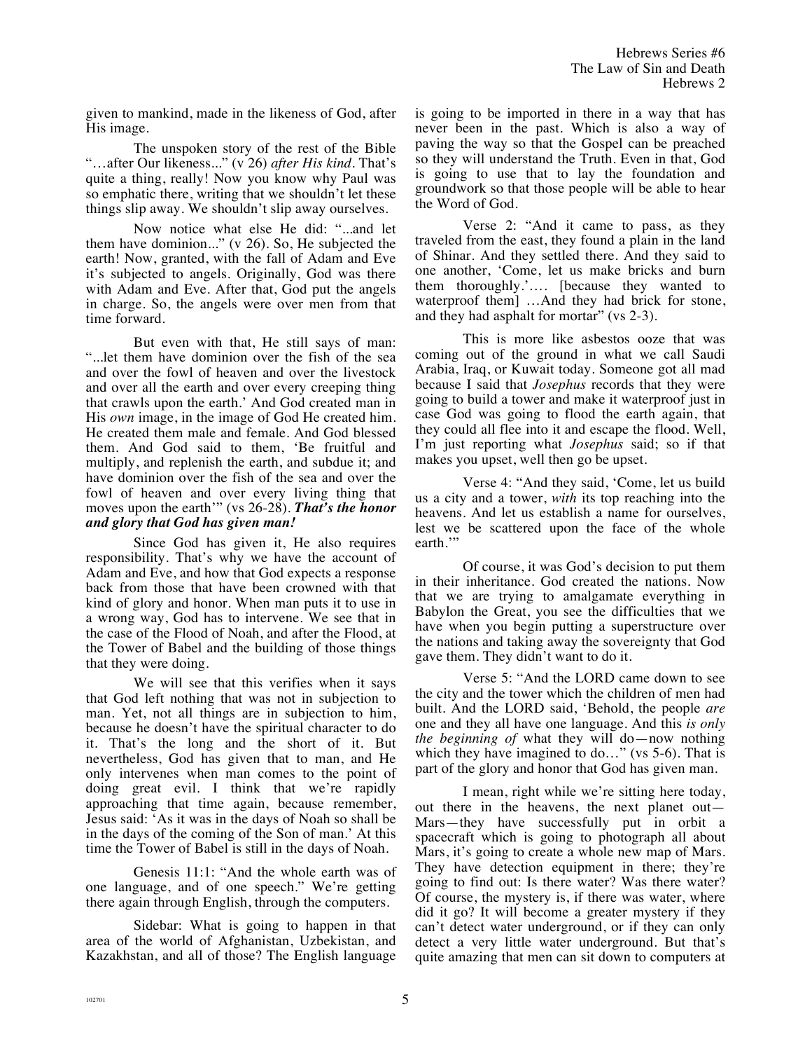given to mankind, made in the likeness of God, after His image.

The unspoken story of the rest of the Bible "…after Our likeness..." (v 26) *after His kind*. That's quite a thing, really! Now you know why Paul was so emphatic there, writing that we shouldn't let these things slip away. We shouldn't slip away ourselves.

Now notice what else He did: "...and let them have dominion..." (v 26). So, He subjected the earth! Now, granted, with the fall of Adam and Eve it's subjected to angels. Originally, God was there with Adam and Eve. After that, God put the angels in charge. So, the angels were over men from that time forward.

But even with that, He still says of man: "...let them have dominion over the fish of the sea and over the fowl of heaven and over the livestock and over all the earth and over every creeping thing that crawls upon the earth.' And God created man in His *own* image, in the image of God He created him. He created them male and female. And God blessed them. And God said to them, 'Be fruitful and multiply, and replenish the earth, and subdue it; and have dominion over the fish of the sea and over the fowl of heaven and over every living thing that moves upon the earth'" (vs 26-28). ***That's the honor and glory that God has given man!***

Since God has given it, He also requires responsibility. That's why we have the account of Adam and Eve, and how that God expects a response back from those that have been crowned with that kind of glory and honor. When man puts it to use in a wrong way, God has to intervene. We see that in the case of the Flood of Noah, and after the Flood, at the Tower of Babel and the building of those things that they were doing.

We will see that this verifies when it says that God left nothing that was not in subjection to man. Yet, not all things are in subjection to him, because he doesn't have the spiritual character to do it. That's the long and the short of it. But nevertheless, God has given that to man, and He only intervenes when man comes to the point of doing great evil. I think that we're rapidly approaching that time again, because remember, Jesus said: 'As it was in the days of Noah so shall be in the days of the coming of the Son of man.' At this time the Tower of Babel is still in the days of Noah.

Genesis 11:1: "And the whole earth was of one language, and of one speech." We're getting there again through English, through the computers.

Sidebar: What is going to happen in that area of the world of Afghanistan, Uzbekistan, and Kazakhstan, and all of those? The English language is going to be imported in there in a way that has never been in the past. Which is also a way of paving the way so that the Gospel can be preached so they will understand the Truth. Even in that, God is going to use that to lay the foundation and groundwork so that those people will be able to hear the Word of God.

Verse 2: "And it came to pass, as they traveled from the east, they found a plain in the land of Shinar. And they settled there. And they said to one another, 'Come, let us make bricks and burn them thoroughly.'…. [because they wanted to waterproof them] …And they had brick for stone, and they had asphalt for mortar" (vs 2-3).

This is more like asbestos ooze that was coming out of the ground in what we call Saudi Arabia, Iraq, or Kuwait today. Someone got all mad because I said that *Josephus* records that they were going to build a tower and make it waterproof just in case God was going to flood the earth again, that they could all flee into it and escape the flood. Well, I'm just reporting what *Josephus* said; so if that makes you upset, well then go be upset.

Verse 4: "And they said, 'Come, let us build us a city and a tower, *with* its top reaching into the heavens. And let us establish a name for ourselves, lest we be scattered upon the face of the whole earth.'"

Of course, it was God's decision to put them in their inheritance. God created the nations. Now that we are trying to amalgamate everything in Babylon the Great, you see the difficulties that we have when you begin putting a superstructure over the nations and taking away the sovereignty that God gave them. They didn't want to do it.

Verse 5: "And the LORD came down to see the city and the tower which the children of men had built. And the LORD said, 'Behold, the people *are* one and they all have one language. And this *is only the beginning of* what they will do—now nothing which they have imagined to do…" (vs 5-6). That is part of the glory and honor that God has given man.

I mean, right while we're sitting here today, out there in the heavens, the next planet out—Mars—they have successfully put in orbit a spacecraft which is going to photograph all about Mars, it's going to create a whole new map of Mars. They have detection equipment in there; they're going to find out: Is there water? Was there water? Of course, the mystery is, if there was water, where did it go? It will become a greater mystery if they can't detect water underground, or if they can only detect a very little water underground. But that's quite amazing that men can sit down to computers at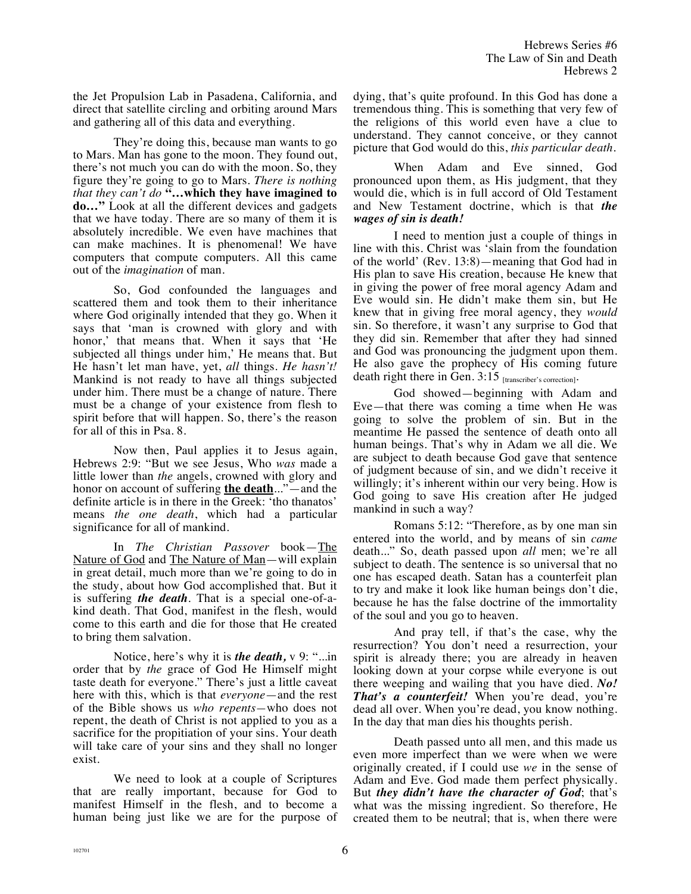the Jet Propulsion Lab in Pasadena, California, and direct that satellite circling and orbiting around Mars and gathering all of this data and everything.

They're doing this, because man wants to go to Mars. Man has gone to the moon. They found out, there's not much you can do with the moon. So, they figure they're going to go to Mars. *There is nothing that they can't do* **"…which they have imagined to do…"** Look at all the different devices and gadgets that we have today. There are so many of them it is absolutely incredible. We even have machines that can make machines. It is phenomenal! We have computers that compute computers. All this came out of the *imagination* of man.

So, God confounded the languages and scattered them and took them to their inheritance where God originally intended that they go. When it says that 'man is crowned with glory and with honor,' that means that. When it says that 'He subjected all things under him,' He means that. But He hasn't let man have, yet, *all* things. *He hasn't!* Mankind is not ready to have all things subjected under him. There must be a change of nature. There must be a change of your existence from flesh to spirit before that will happen. So, there's the reason for all of this in Psa. 8.

Now then, Paul applies it to Jesus again, Hebrews 2:9: "But we see Jesus, Who *was* made a little lower than *the* angels, crowned with glory and honor on account of suffering **the death**..."—and the definite article is in there in the Greek: 'tho thanatos' means *the one death*, which had a particular significance for all of mankind.

In *The Christian Passover* book—The Nature of God and The Nature of Man—will explain in great detail, much more than we're going to do in the study, about how God accomplished that. But it is suffering ***the death***. That is a special one-of-a-kind death. That God, manifest in the flesh, would come to this earth and die for those that He created to bring them salvation.

Notice, here's why it is ***the death,*** v 9: "...in order that by *the* grace of God He Himself might taste death for everyone." There's just a little caveat here with this, which is that *everyone*—and the rest of the Bible shows us *who repents*—who does not repent, the death of Christ is not applied to you as a sacrifice for the propitiation of your sins. Your death will take care of your sins and they shall no longer exist.

We need to look at a couple of Scriptures that are really important, because for God to manifest Himself in the flesh, and to become a human being just like we are for the purpose of dying, that's quite profound. In this God has done a tremendous thing. This is something that very few of the religions of this world even have a clue to understand. They cannot conceive, or they cannot picture that God would do this, *this particular death*.

When Adam and Eve sinned, God pronounced upon them, as His judgment, that they would die, which is in full accord of Old Testament and New Testament doctrine, which is that ***the wages of sin is death!***

I need to mention just a couple of things in line with this. Christ was 'slain from the foundation of the world' (Rev. 13:8)—meaning that God had in His plan to save His creation, because He knew that in giving the power of free moral agency Adam and Eve would sin. He didn't make them sin, but He knew that in giving free moral agency, they *would* sin. So therefore, it wasn't any surprise to God that they did sin. Remember that after they had sinned and God was pronouncing the judgment upon them. He also gave the prophecy of His coming future death right there in Gen. 3:15 [transcriber's correction].

God showed—beginning with Adam and Eve—that there was coming a time when He was going to solve the problem of sin. But in the meantime He passed the sentence of death onto all human beings. That's why in Adam we all die. We are subject to death because God gave that sentence of judgment because of sin, and we didn't receive it willingly; it's inherent within our very being. How is God going to save His creation after He judged mankind in such a way?

Romans 5:12: "Therefore, as by one man sin entered into the world, and by means of sin *came* death..." So, death passed upon *all* men; we're all subject to death. The sentence is so universal that no one has escaped death. Satan has a counterfeit plan to try and make it look like human beings don't die, because he has the false doctrine of the immortality of the soul and you go to heaven.

And pray tell, if that's the case, why the resurrection? You don't need a resurrection, your spirit is already there; you are already in heaven looking down at your corpse while everyone is out there weeping and wailing that you have died. ***No! That's a counterfeit!*** When you're dead, you're dead all over. When you're dead, you know nothing. In the day that man dies his thoughts perish.

Death passed unto all men, and this made us even more imperfect than we were when we were originally created, if I could use *we* in the sense of Adam and Eve. God made them perfect physically. But ***they didn't have the character of God***; that's what was the missing ingredient. So therefore, He created them to be neutral; that is, when there were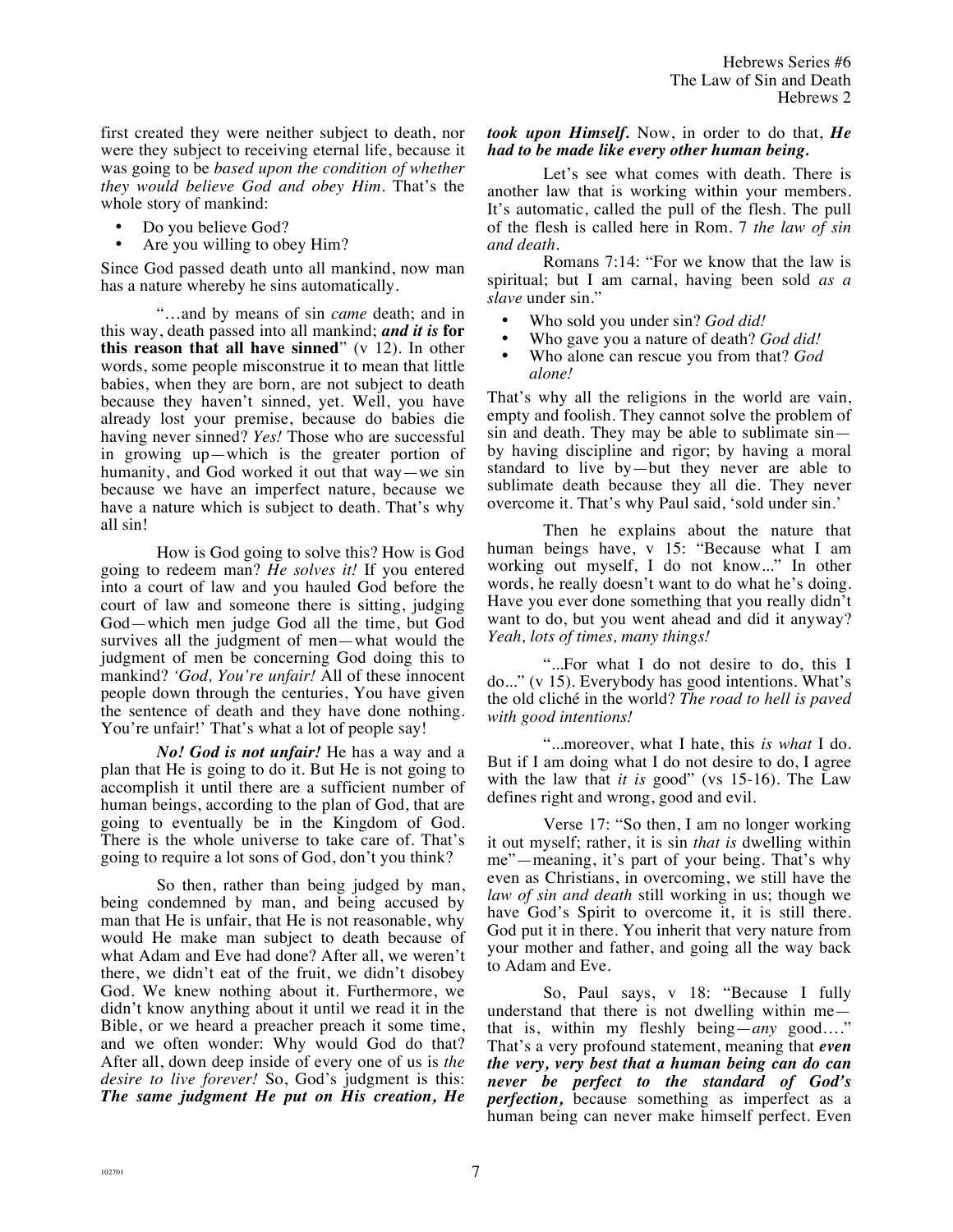first created they were neither subject to death, nor were they subject to receiving eternal life, because it was going to be *based upon the condition of whether they would believe God and obey Him*. That's the whole story of mankind:

- Do you believe God?
- Are you willing to obey Him?

Since God passed death unto all mankind, now man has a nature whereby he sins automatically.

"…and by means of sin *came* death; and in this way, death passed into all mankind; ***and it is* for this reason that all have sinned**" (v 12). In other words, some people misconstrue it to mean that little babies, when they are born, are not subject to death because they haven't sinned, yet. Well, you have already lost your premise, because do babies die having never sinned? *Yes!* Those who are successful in growing up—which is the greater portion of humanity, and God worked it out that way—we sin because we have an imperfect nature, because we have a nature which is subject to death. That's why all sin!

How is God going to solve this? How is God going to redeem man? *He solves it!* If you entered into a court of law and you hauled God before the court of law and someone there is sitting, judging God—which men judge God all the time, but God survives all the judgment of men—what would the judgment of men be concerning God doing this to mankind? *'God, You're unfair!* All of these innocent people down through the centuries, You have given the sentence of death and they have done nothing. You're unfair!' That's what a lot of people say!

***No! God is not unfair!*** He has a way and a plan that He is going to do it. But He is not going to accomplish it until there are a sufficient number of human beings, according to the plan of God, that are going to eventually be in the Kingdom of God. There is the whole universe to take care of. That's going to require a lot sons of God, don't you think?

So then, rather than being judged by man, being condemned by man, and being accused by man that He is unfair, that He is not reasonable, why would He make man subject to death because of what Adam and Eve had done? After all, we weren't there, we didn't eat of the fruit, we didn't disobey God. We knew nothing about it. Furthermore, we didn't know anything about it until we read it in the Bible, or we heard a preacher preach it some time, and we often wonder: Why would God do that? After all, down deep inside of every one of us is *the desire to live forever!* So, God's judgment is this: ***The same judgment He put on His creation, He took upon Himself.*** Now, in order to do that, ***He had to be made like every other human being.***

Let's see what comes with death. There is another law that is working within your members. It's automatic, called the pull of the flesh. The pull of the flesh is called here in Rom. 7 *the law of sin and death*.

Romans 7:14: "For we know that the law is spiritual; but I am carnal, having been sold *as a slave* under sin."

- Who sold you under sin? *God did!*
- Who gave you a nature of death? *God did!*
- Who alone can rescue you from that? *God alone!*

That's why all the religions in the world are vain, empty and foolish. They cannot solve the problem of sin and death. They may be able to sublimate sin—by having discipline and rigor; by having a moral standard to live by—but they never are able to sublimate death because they all die. They never overcome it. That's why Paul said, 'sold under sin.'

Then he explains about the nature that human beings have, v 15: "Because what I am working out myself, I do not know..." In other words, he really doesn't want to do what he's doing. Have you ever done something that you really didn't want to do, but you went ahead and did it anyway? *Yeah, lots of times, many things!*

"...For what I do not desire to do, this I do..." (v 15). Everybody has good intentions. What's the old cliché in the world? *The road to hell is paved with good intentions!*

"...moreover, what I hate, this *is what* I do. But if I am doing what I do not desire to do, I agree with the law that *it is* good" (vs 15-16). The Law defines right and wrong, good and evil.

Verse 17: "So then, I am no longer working it out myself; rather, it is sin *that is* dwelling within me"—meaning, it's part of your being. That's why even as Christians, in overcoming, we still have the *law of sin and death* still working in us; though we have God's Spirit to overcome it, it is still there. God put it in there. You inherit that very nature from your mother and father, and going all the way back to Adam and Eve.

So, Paul says, v 18: "Because I fully understand that there is not dwelling within me—that is, within my fleshly being—*any* good…." That's a very profound statement, meaning that ***even the very, very best that a human being can do can never be perfect to the standard of God's perfection,*** because something as imperfect as a human being can never make himself perfect. Even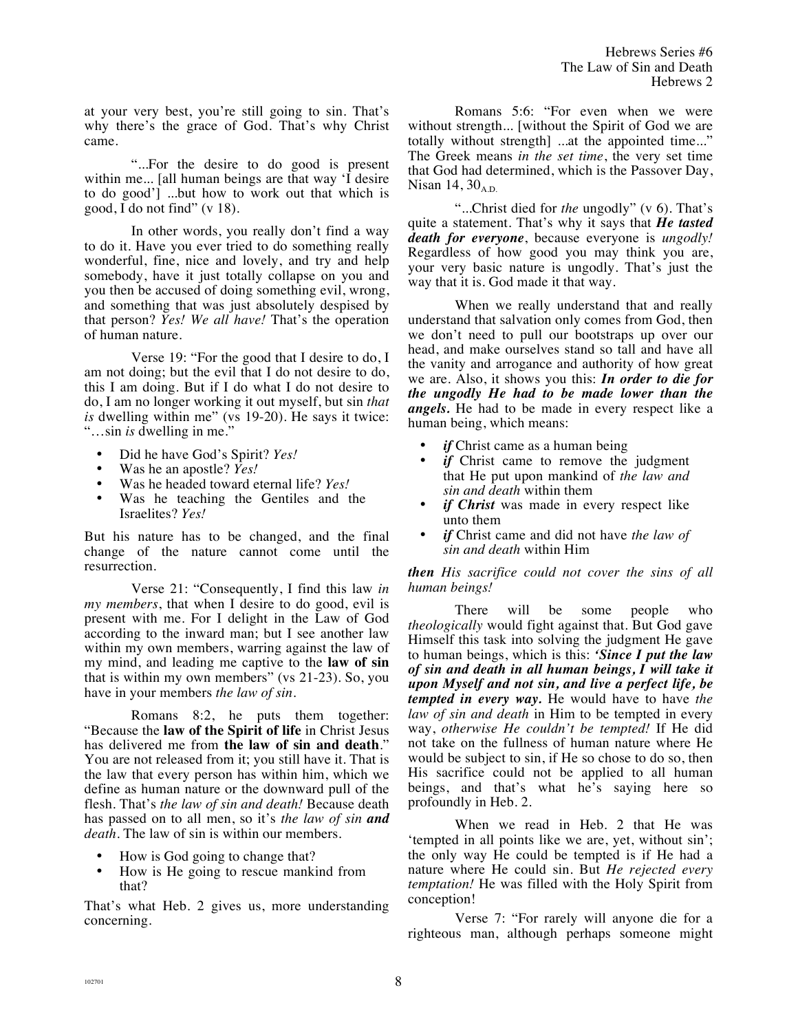at your very best, you're still going to sin. That's why there's the grace of God. That's why Christ came.

"...For the desire to do good is present within me... [all human beings are that way 'I desire to do good'] ...but how to work out that which is good, I do not find" (v 18).

In other words, you really don't find a way to do it. Have you ever tried to do something really wonderful, fine, nice and lovely, and try and help somebody, have it just totally collapse on you and you then be accused of doing something evil, wrong, and something that was just absolutely despised by that person? *Yes! We all have!* That's the operation of human nature.

Verse 19: "For the good that I desire to do, I am not doing; but the evil that I do not desire to do, this I am doing. But if I do what I do not desire to do, I am no longer working it out myself, but sin *that is* dwelling within me" (vs 19-20). He says it twice: "…sin *is* dwelling in me."

- Did he have God's Spirit? *Yes!*
- Was he an apostle? *Yes!*
- Was he headed toward eternal life? *Yes!*
- Was he teaching the Gentiles and the Israelites? *Yes!*

But his nature has to be changed, and the final change of the nature cannot come until the resurrection.

Verse 21: "Consequently, I find this law *in my members*, that when I desire to do good, evil is present with me. For I delight in the Law of God according to the inward man; but I see another law within my own members, warring against the law of my mind, and leading me captive to the **law of sin** that is within my own members" (vs 21-23). So, you have in your members *the law of sin*.

Romans 8:2, he puts them together: "Because the **law of the Spirit of life** in Christ Jesus has delivered me from **the law of sin and death**." You are not released from it; you still have it. That is the law that every person has within him, which we define as human nature or the downward pull of the flesh. That's *the law of sin and death!* Because death has passed on to all men, so it's *the law of sin **and** death*. The law of sin is within our members.

- How is God going to change that?
- How is He going to rescue mankind from that?

That's what Heb. 2 gives us, more understanding concerning.

Romans 5:6: "For even when we were without strength... [without the Spirit of God we are totally without strength] ...at the appointed time..." The Greek means *in the set time*, the very set time that God had determined, which is the Passover Day, Nisan 14, 30$_{\text{A.D.}}$

"...Christ died for *the* ungodly" (v 6). That's quite a statement. That's why it says that ***He tasted death for everyone***, because everyone is *ungodly!* Regardless of how good you may think you are, your very basic nature is ungodly. That's just the way that it is. God made it that way.

When we really understand that and really understand that salvation only comes from God, then we don't need to pull our bootstraps up over our head, and make ourselves stand so tall and have all the vanity and arrogance and authority of how great we are. Also, it shows you this: ***In order to die for the ungodly He had to be made lower than the angels.*** He had to be made in every respect like a human being, which means:

- ***if*** Christ came as a human being
- ***if*** Christ came to remove the judgment that He put upon mankind of *the law and sin and death* within them
- ***if Christ*** was made in every respect like unto them
- ***if*** Christ came and did not have *the law of sin and death* within Him

***then*** *His sacrifice could not cover the sins of all human beings!*

There will be some people who *theologically* would fight against that. But God gave Himself this task into solving the judgment He gave to human beings, which is this: ***'Since I put the law of sin and death in all human beings, I will take it upon Myself and not sin, and live a perfect life, be tempted in every way.*** He would have to have *the law of sin and death* in Him to be tempted in every way, *otherwise He couldn't be tempted!* If He did not take on the fullness of human nature where He would be subject to sin, if He so chose to do so, then His sacrifice could not be applied to all human beings, and that's what he's saying here so profoundly in Heb. 2.

When we read in Heb. 2 that He was 'tempted in all points like we are, yet, without sin'; the only way He could be tempted is if He had a nature where He could sin. But *He rejected every temptation!* He was filled with the Holy Spirit from conception!

Verse 7: "For rarely will anyone die for a righteous man, although perhaps someone might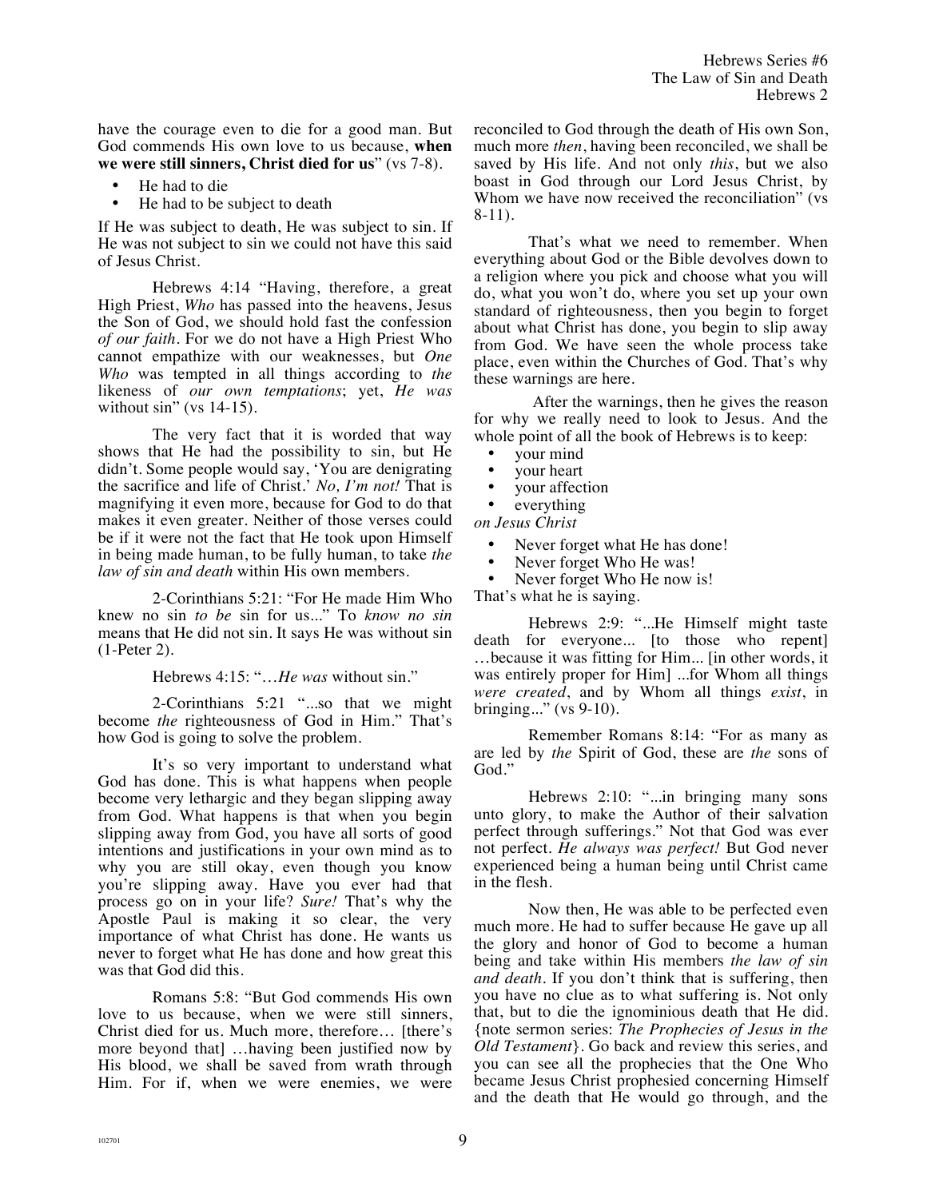have the courage even to die for a good man. But God commends His own love to us because, **when we were still sinners, Christ died for us**" (vs 7-8).

- He had to die
- He had to be subject to death

If He was subject to death, He was subject to sin. If He was not subject to sin we could not have this said of Jesus Christ.

Hebrews 4:14 "Having, therefore, a great High Priest, *Who* has passed into the heavens, Jesus the Son of God, we should hold fast the confession *of our faith*. For we do not have a High Priest Who cannot empathize with our weaknesses, but *One Who* was tempted in all things according to *the* likeness of *our own temptations*; yet, *He was* without sin" (vs 14-15).

The very fact that it is worded that way shows that He had the possibility to sin, but He didn't. Some people would say, 'You are denigrating the sacrifice and life of Christ.' *No, I'm not!* That is magnifying it even more, because for God to do that makes it even greater. Neither of those verses could be if it were not the fact that He took upon Himself in being made human, to be fully human, to take *the law of sin and death* within His own members.

2-Corinthians 5:21: "For He made Him Who knew no sin *to be* sin for us..." To *know no sin* means that He did not sin. It says He was without sin (1-Peter 2).

Hebrews 4:15: "…*He was* without sin."

2-Corinthians 5:21 "...so that we might become *the* righteousness of God in Him." That's how God is going to solve the problem.

It's so very important to understand what God has done. This is what happens when people become very lethargic and they began slipping away from God. What happens is that when you begin slipping away from God, you have all sorts of good intentions and justifications in your own mind as to why you are still okay, even though you know you're slipping away. Have you ever had that process go on in your life? *Sure!* That's why the Apostle Paul is making it so clear, the very importance of what Christ has done. He wants us never to forget what He has done and how great this was that God did this.

Romans 5:8: "But God commends His own love to us because, when we were still sinners, Christ died for us. Much more, therefore… [there's more beyond that] …having been justified now by His blood, we shall be saved from wrath through Him. For if, when we were enemies, we were reconciled to God through the death of His own Son, much more *then*, having been reconciled, we shall also be saved by His life. And not only *this*, but we also boast in God through our Lord Jesus Christ, by Whom we have now received the reconciliation" (vs 8-11).

That's what we need to remember. When everything about God or the Bible devolves down to a religion where you pick and choose what you will do, what you won't do, where you set up your own standard of righteousness, then you begin to forget about what Christ has done, you begin to slip away from God. We have seen the whole process take place, even within the Churches of God. That's why these warnings are here.

After the warnings, then he gives the reason for why we really need to look to Jesus. And the whole point of all the book of Hebrews is to keep:

- your mind
- your heart
- your affection
- everything

*on Jesus Christ*

- Never forget what He has done!
- Never forget Who He was!
- Never forget Who He now is!

That's what he is saying.

Hebrews 2:9: "...He Himself might taste death for everyone... [to those who repent] …because it was fitting for Him... [in other words, it was entirely proper for Him] ...for Whom all things *were created*, and by Whom all things *exist*, in bringing..." (vs 9-10).

Remember Romans 8:14: "For as many as are led by *the* Spirit of God, these are *the* sons of God."

Hebrews 2:10: "...in bringing many sons unto glory, to make the Author of their salvation perfect through sufferings." Not that God was ever not perfect. *He always was perfect!* But God never experienced being a human being until Christ came in the flesh.

Now then, He was able to be perfected even much more. He had to suffer because He gave up all the glory and honor of God to become a human being and take within His members *the law of sin and death*. If you don't think that is suffering, then you have no clue as to what suffering is. Not only that, but to die the ignominious death that He did. {note sermon series: *The Prophecies of Jesus in the Old Testament*}. Go back and review this series, and you can see all the prophecies that the One Who became Jesus Christ prophesied concerning Himself and the death that He would go through, and the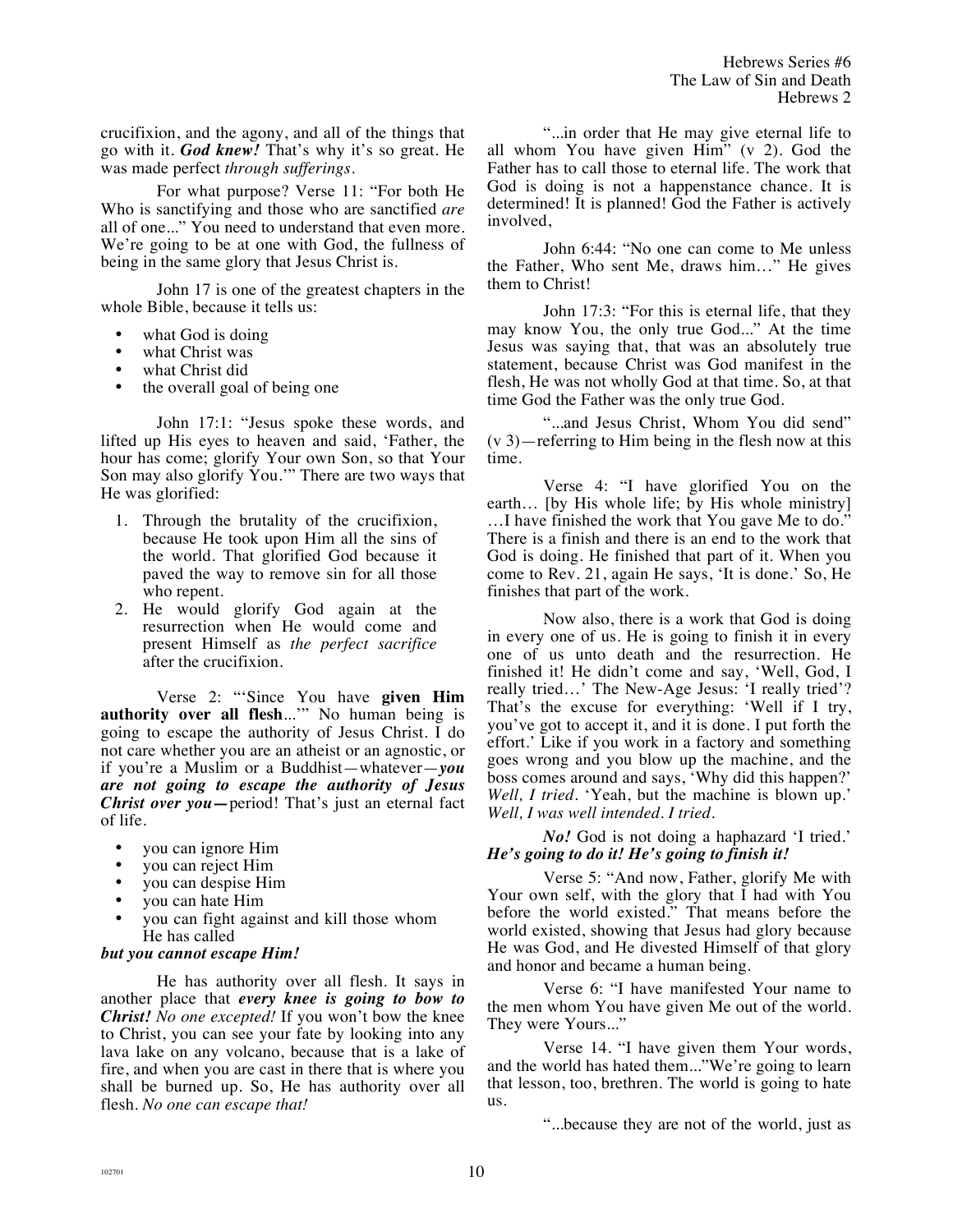crucifixion, and the agony, and all of the things that go with it. ***God knew!*** That's why it's so great. He was made perfect *through sufferings*.

For what purpose? Verse 11: "For both He Who is sanctifying and those who are sanctified *are* all of one..." You need to understand that even more. We're going to be at one with God, the fullness of being in the same glory that Jesus Christ is.

John 17 is one of the greatest chapters in the whole Bible, because it tells us:

- what God is doing
- what Christ was
- what Christ did
- the overall goal of being one

John 17:1: "Jesus spoke these words, and lifted up His eyes to heaven and said, 'Father, the hour has come; glorify Your own Son, so that Your Son may also glorify You.'" There are two ways that He was glorified:

1. Through the brutality of the crucifixion, because He took upon Him all the sins of the world. That glorified God because it paved the way to remove sin for all those who repent.
2. He would glorify God again at the resurrection when He would come and present Himself as *the perfect sacrifice* after the crucifixion.

Verse 2: "'Since You have **given Him authority over all flesh**...'" No human being is going to escape the authority of Jesus Christ. I do not care whether you are an atheist or an agnostic, or if you're a Muslim or a Buddhist—whatever—***you are not going to escape the authority of Jesus Christ over you—***period! That's just an eternal fact of life.

- you can ignore Him
- you can reject Him
- you can despise Him
- you can hate Him
- you can fight against and kill those whom He has called

***but you cannot escape Him!***

He has authority over all flesh. It says in another place that ***every knee is going to bow to Christ!*** *No one excepted!* If you won't bow the knee to Christ, you can see your fate by looking into any lava lake on any volcano, because that is a lake of fire, and when you are cast in there that is where you shall be burned up. So, He has authority over all flesh. *No one can escape that!*

"...in order that He may give eternal life to all whom You have given Him" (v 2). God the Father has to call those to eternal life. The work that God is doing is not a happenstance chance. It is determined! It is planned! God the Father is actively involved,

John 6:44: "No one can come to Me unless the Father, Who sent Me, draws him…" He gives them to Christ!

John 17:3: "For this is eternal life, that they may know You, the only true God..." At the time Jesus was saying that, that was an absolutely true statement, because Christ was God manifest in the flesh, He was not wholly God at that time. So, at that time God the Father was the only true God.

"...and Jesus Christ, Whom You did send" (v 3)—referring to Him being in the flesh now at this time.

Verse 4: "I have glorified You on the earth… [by His whole life; by His whole ministry] …I have finished the work that You gave Me to do." There is a finish and there is an end to the work that God is doing. He finished that part of it. When you come to Rev. 21, again He says, 'It is done.' So, He finishes that part of the work.

Now also, there is a work that God is doing in every one of us. He is going to finish it in every one of us unto death and the resurrection. He finished it! He didn't come and say, 'Well, God, I really tried…' The New-Age Jesus: 'I really tried'? That's the excuse for everything: 'Well if I try, you've got to accept it, and it is done. I put forth the effort.' Like if you work in a factory and something goes wrong and you blow up the machine, and the boss comes around and says, 'Why did this happen?' *Well, I tried.* 'Yeah, but the machine is blown up.' *Well, I was well intended. I tried.*

***No!*** God is not doing a haphazard 'I tried.' ***He's going to do it! He's going to finish it!***

Verse 5: "And now, Father, glorify Me with Your own self, with the glory that I had with You before the world existed." That means before the world existed, showing that Jesus had glory because He was God, and He divested Himself of that glory and honor and became a human being.

Verse 6: "I have manifested Your name to the men whom You have given Me out of the world. They were Yours..."

Verse 14. "I have given them Your words, and the world has hated them..."We're going to learn that lesson, too, brethren. The world is going to hate us.

"...because they are not of the world, just as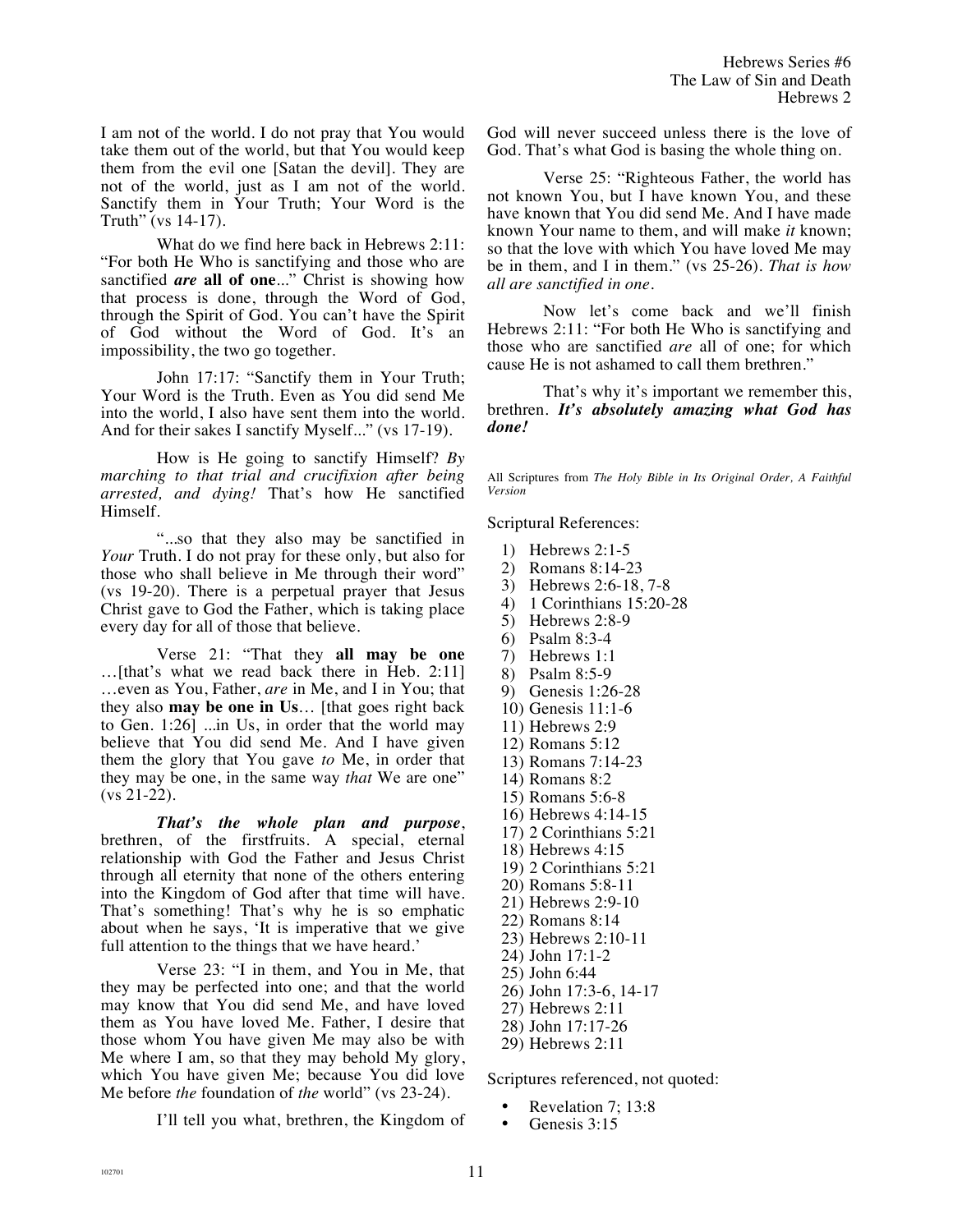I am not of the world. I do not pray that You would take them out of the world, but that You would keep them from the evil one [Satan the devil]. They are not of the world, just as I am not of the world. Sanctify them in Your Truth; Your Word is the Truth" (vs 14-17).

What do we find here back in Hebrews 2:11: "For both He Who is sanctifying and those who are sanctified ***are*** **all of one**..." Christ is showing how that process is done, through the Word of God, through the Spirit of God. You can't have the Spirit of God without the Word of God. It's an impossibility, the two go together.

John 17:17: "Sanctify them in Your Truth; Your Word is the Truth. Even as You did send Me into the world, I also have sent them into the world. And for their sakes I sanctify Myself..." (vs 17-19).

How is He going to sanctify Himself? *By marching to that trial and crucifixion after being arrested, and dying!* That's how He sanctified Himself.

"...so that they also may be sanctified in *Your* Truth. I do not pray for these only, but also for those who shall believe in Me through their word" (vs 19-20). There is a perpetual prayer that Jesus Christ gave to God the Father, which is taking place every day for all of those that believe.

Verse 21: "That they **all may be one** …[that's what we read back there in Heb. 2:11] …even as You, Father, *are* in Me, and I in You; that they also **may be one in Us**… [that goes right back to Gen. 1:26] ...in Us, in order that the world may believe that You did send Me. And I have given them the glory that You gave *to* Me, in order that they may be one, in the same way *that* We are one" (vs 21-22).

***That's the whole plan and purpose***, brethren, of the firstfruits. A special, eternal relationship with God the Father and Jesus Christ through all eternity that none of the others entering into the Kingdom of God after that time will have. That's something! That's why he is so emphatic about when he says, 'It is imperative that we give full attention to the things that we have heard.'

Verse 23: "I in them, and You in Me, that they may be perfected into one; and that the world may know that You did send Me, and have loved them as You have loved Me. Father, I desire that those whom You have given Me may also be with Me where I am, so that they may behold My glory, which You have given Me; because You did love Me before *the* foundation of *the* world" (vs 23-24).

I'll tell you what, brethren, the Kingdom of God will never succeed unless there is the love of God. That's what God is basing the whole thing on.

Verse 25: "Righteous Father, the world has not known You, but I have known You, and these have known that You did send Me. And I have made known Your name to them, and will make *it* known; so that the love with which You have loved Me may be in them, and I in them." (vs 25-26). *That is how all are sanctified in one.*

Now let's come back and we'll finish Hebrews 2:11: "For both He Who is sanctifying and those who are sanctified *are* all of one; for which cause He is not ashamed to call them brethren."

That's why it's important we remember this, brethren. ***It's absolutely amazing what God has done!***

All Scriptures from *The Holy Bible in Its Original Order, A Faithful Version*

Scriptural References:

1) Hebrews 2:1-5
2) Romans 8:14-23
3) Hebrews 2:6-18, 7-8
4) 1 Corinthians 15:20-28
5) Hebrews 2:8-9
6) Psalm 8:3-4
7) Hebrews 1:1
8) Psalm 8:5-9
9) Genesis 1:26-28
10) Genesis 11:1-6
11) Hebrews 2:9
12) Romans 5:12
13) Romans 7:14-23
14) Romans 8:2
15) Romans 5:6-8
16) Hebrews 4:14-15
17) 2 Corinthians 5:21
18) Hebrews 4:15
19) 2 Corinthians 5:21
20) Romans 5:8-11
21) Hebrews 2:9-10
22) Romans 8:14
23) Hebrews 2:10-11
24) John 17:1-2
25) John 6:44
26) John 17:3-6, 14-17
27) Hebrews 2:11
28) John 17:17-26
29) Hebrews 2:11

Scriptures referenced, not quoted:

- Revelation 7; 13:8
- Genesis 3:15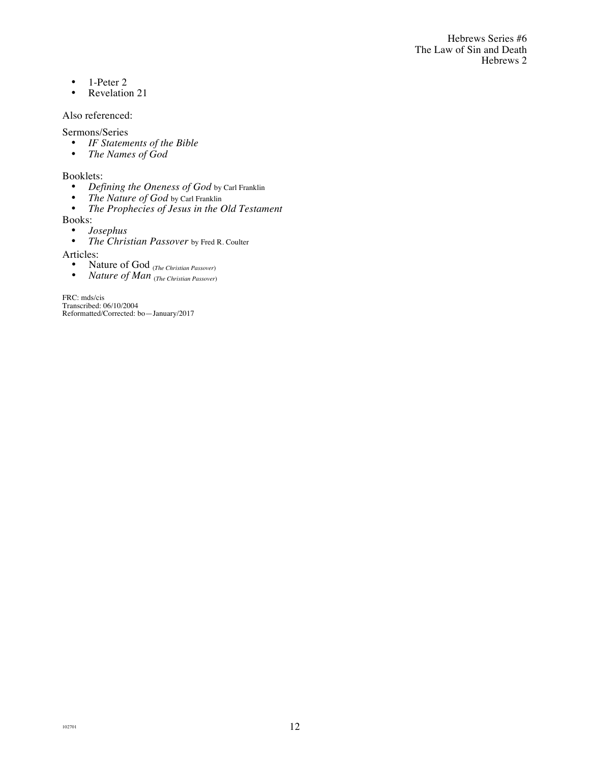- 1-Peter 2
- Revelation 21

Also referenced:

Sermons/Series
- *IF Statements of the Bible*
- *The Names of God*

Booklets:
- *Defining the Oneness of God* by Carl Franklin
- *The Nature of God* by Carl Franklin
- *The Prophecies of Jesus in the Old Testament*

Books:
- *Josephus*
- *The Christian Passover* by Fred R. Coulter

Articles:
- Nature of God (*The Christian Passover*)
- *Nature of Man* (*The Christian Passover*)

FRC: mds/cis
Transcribed: 06/10/2004
Reformatted/Corrected: bo—January/2017